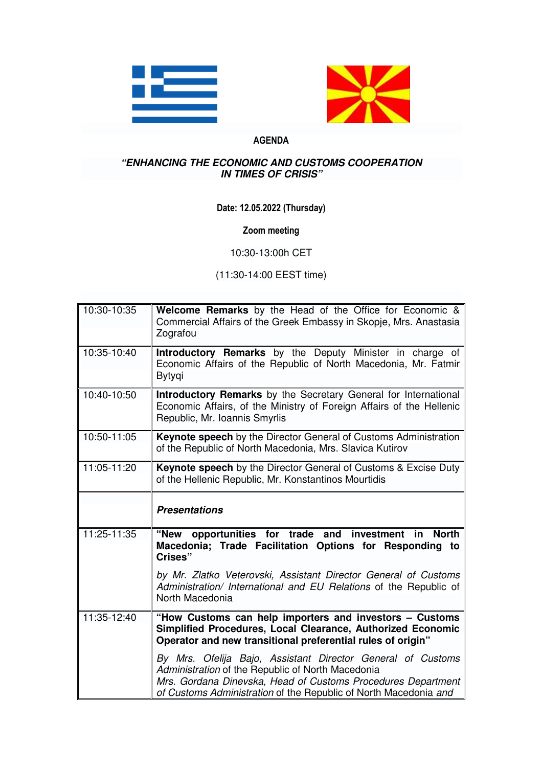**AGENDA**

***"ENHANCING THE ECONOMIC AND CUSTOMS COOPERATION IN TIMES OF CRISIS"***

**Date: 12.05.2022 (Thursday)**

**Zoom meeting**

10:30-13:00h CET

(11:30-14:00 EEST time)

| | |
|---|---|
| 10:30-10:35 | **Welcome Remarks** by the Head of the Office for Economic & Commercial Affairs of the Greek Embassy in Skopje, Mrs. Anastasia Zografou |
| 10:35-10:40 | **Introductory Remarks** by the Deputy Minister in charge of Economic Affairs of the Republic of North Macedonia, Mr. Fatmir Bytyqi |
| 10:40-10:50 | **Introductory Remarks** by the Secretary General for International Economic Affairs, of the Ministry of Foreign Affairs of the Hellenic Republic, Mr. Ioannis Smyrlis |
| 10:50-11:05 | **Keynote speech** by the Director General of Customs Administration of the Republic of North Macedonia, Mrs. Slavica Kutirov |
| 11:05-11:20 | **Keynote speech** by the Director General of Customs & Excise Duty of the Hellenic Republic, Mr. Konstantinos Mourtidis |
| | ***Presentations*** |
| 11:25-11:35 | **"New opportunities for trade and investment in North Macedonia; Trade Facilitation Options for Responding to Crises"**<br><br>*by Mr. Zlatko Veterovski, Assistant Director General of Customs Administration/ International and EU Relations* of the Republic of North Macedonia |
| 11:35-12:40 | **"How Customs can help importers and investors – Customs Simplified Procedures, Local Clearance, Authorized Economic Operator and new transitional preferential rules of origin"**<br><br>*By Mrs. Ofelija Bajo, Assistant Director General of Customs Administration* of the Republic of North Macedonia<br>*Mrs. Gordana Dinevska, Head of Customs Procedures Department of Customs Administration* of the Republic of North Macedonia *and* |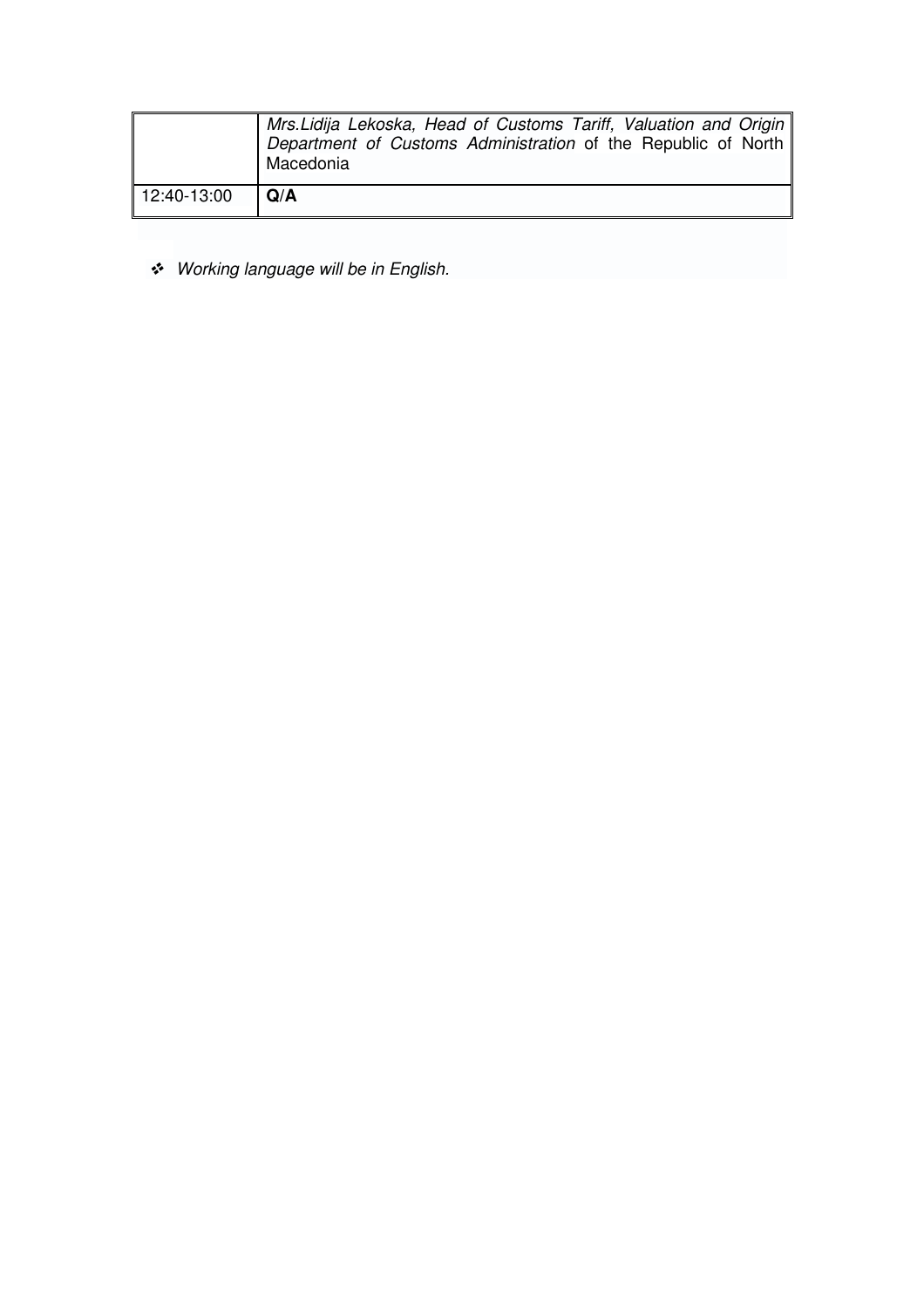| | |
|---|---|
| | *Mrs.Lidija Lekoska, Head of Customs Tariff, Valuation and Origin Department of Customs Administration* of the Republic of North Macedonia |
| 12:40-13:00 | **Q/A** |

- *Working language will be in English*.